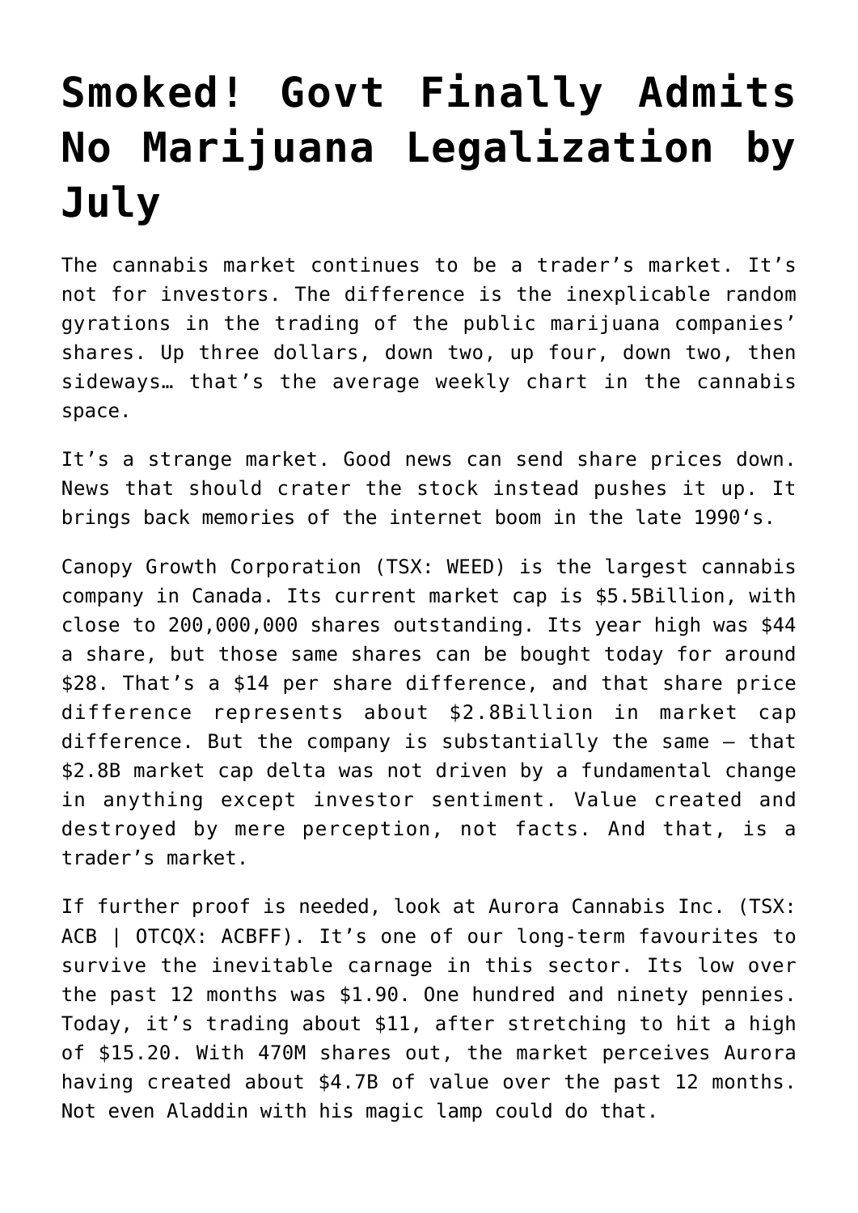# Smoked! Govt Finally Admits No Marijuana Legalization by July

The cannabis market continues to be a trader's market. It's not for investors. The difference is the inexplicable random gyrations in the trading of the public marijuana companies' shares. Up three dollars, down two, up four, down two, then sideways… that's the average weekly chart in the cannabis space.

It's a strange market. Good news can send share prices down. News that should crater the stock instead pushes it up. It brings back memories of the internet boom in the late 1990's.

Canopy Growth Corporation (TSX: WEED) is the largest cannabis company in Canada. Its current market cap is $5.5Billion, with close to 200,000,000 shares outstanding. Its year high was $44 a share, but those same shares can be bought today for around $28. That's a $14 per share difference, and that share price difference represents about $2.8Billion in market cap difference. But the company is substantially the same – that $2.8B market cap delta was not driven by a fundamental change in anything except investor sentiment. Value created and destroyed by mere perception, not facts. And that, is a trader's market.

If further proof is needed, look at Aurora Cannabis Inc. (TSX: ACB | OTCQX: ACBFF). It's one of our long-term favourites to survive the inevitable carnage in this sector. Its low over the past 12 months was $1.90. One hundred and ninety pennies. Today, it's trading about $11, after stretching to hit a high of $15.20. With 470M shares out, the market perceives Aurora having created about $4.7B of value over the past 12 months. Not even Aladdin with his magic lamp could do that.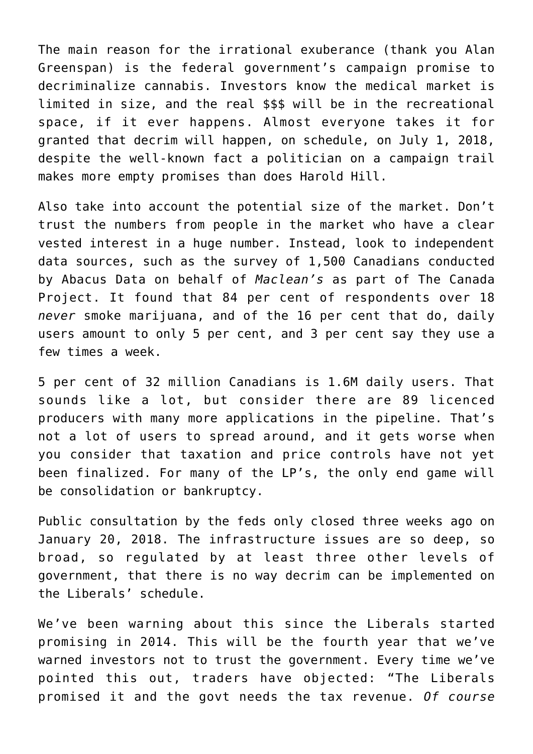The main reason for the irrational exuberance (thank you Alan Greenspan) is the federal government's campaign promise to decriminalize cannabis. Investors know the medical market is limited in size, and the real $$$ will be in the recreational space, if it ever happens. Almost everyone takes it for granted that decrim will happen, on schedule, on July 1, 2018, despite the well-known fact a politician on a campaign trail makes more empty promises than does Harold Hill.

Also take into account the potential size of the market. Don't trust the numbers from people in the market who have a clear vested interest in a huge number. Instead, look to independent data sources, such as the survey of 1,500 Canadians conducted by Abacus Data on behalf of *Maclean's* as part of The Canada Project. It found that 84 per cent of respondents over 18 *never* smoke marijuana, and of the 16 per cent that do, daily users amount to only 5 per cent, and 3 per cent say they use a few times a week.

5 per cent of 32 million Canadians is 1.6M daily users. That sounds like a lot, but consider there are 89 licenced producers with many more applications in the pipeline. That's not a lot of users to spread around, and it gets worse when you consider that taxation and price controls have not yet been finalized. For many of the LP's, the only end game will be consolidation or bankruptcy.

Public consultation by the feds only closed three weeks ago on January 20, 2018. The infrastructure issues are so deep, so broad, so regulated by at least three other levels of government, that there is no way decrim can be implemented on the Liberals' schedule.

We've been warning about this since the Liberals started promising in 2014. This will be the fourth year that we've warned investors not to trust the government. Every time we've pointed this out, traders have objected: "The Liberals promised it and the govt needs the tax revenue. *Of course*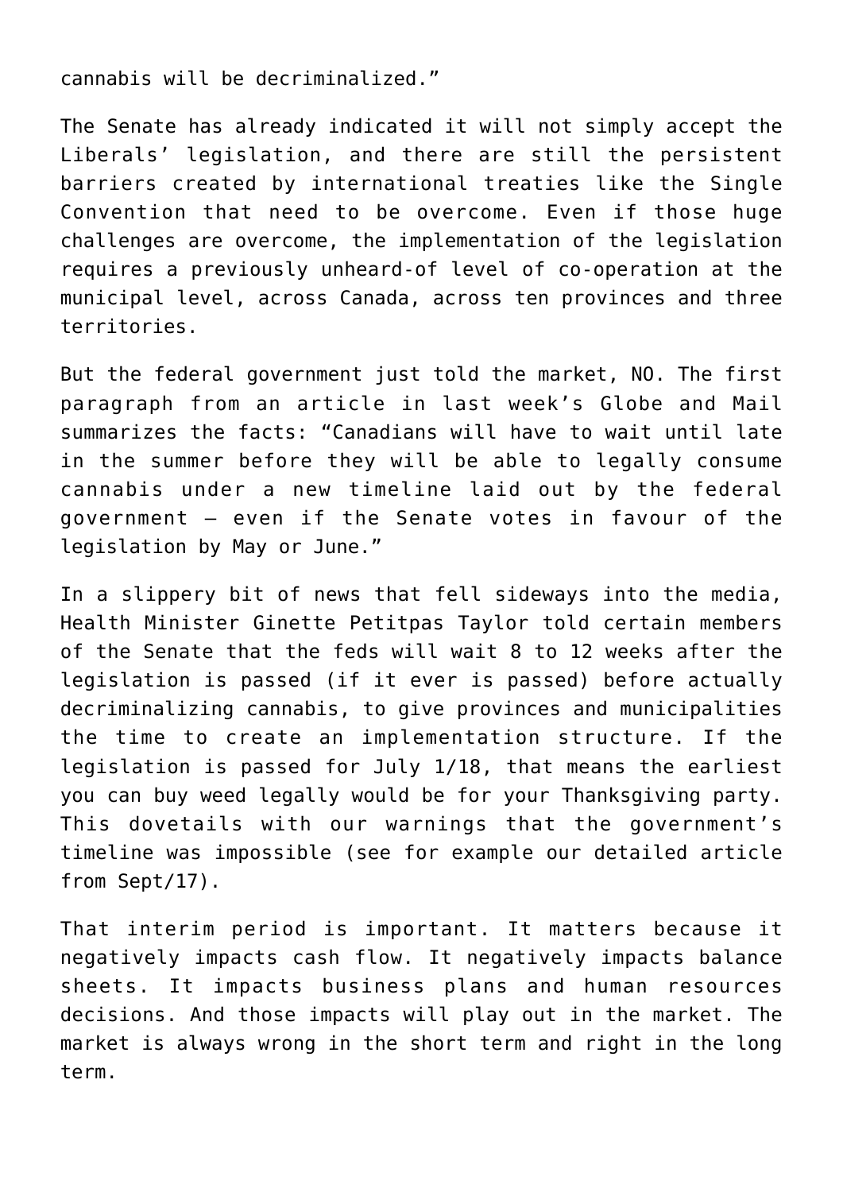cannabis will be decriminalized."

The Senate has already indicated it will not simply accept the Liberals' legislation, and there are still the persistent barriers created by international treaties like the Single Convention that need to be overcome. Even if those huge challenges are overcome, the implementation of the legislation requires a previously unheard-of level of co-operation at the municipal level, across Canada, across ten provinces and three territories.

But the federal government just told the market, NO. The first paragraph from an article in last week's Globe and Mail summarizes the facts: "Canadians will have to wait until late in the summer before they will be able to legally consume cannabis under a new timeline laid out by the federal government – even if the Senate votes in favour of the legislation by May or June."

In a slippery bit of news that fell sideways into the media, Health Minister Ginette Petitpas Taylor told certain members of the Senate that the feds will wait 8 to 12 weeks after the legislation is passed (if it ever is passed) before actually decriminalizing cannabis, to give provinces and municipalities the time to create an implementation structure. If the legislation is passed for July 1/18, that means the earliest you can buy weed legally would be for your Thanksgiving party. This dovetails with our warnings that the government's timeline was impossible (see for example our detailed article from Sept/17).

That interim period is important. It matters because it negatively impacts cash flow. It negatively impacts balance sheets. It impacts business plans and human resources decisions. And those impacts will play out in the market. The market is always wrong in the short term and right in the long term.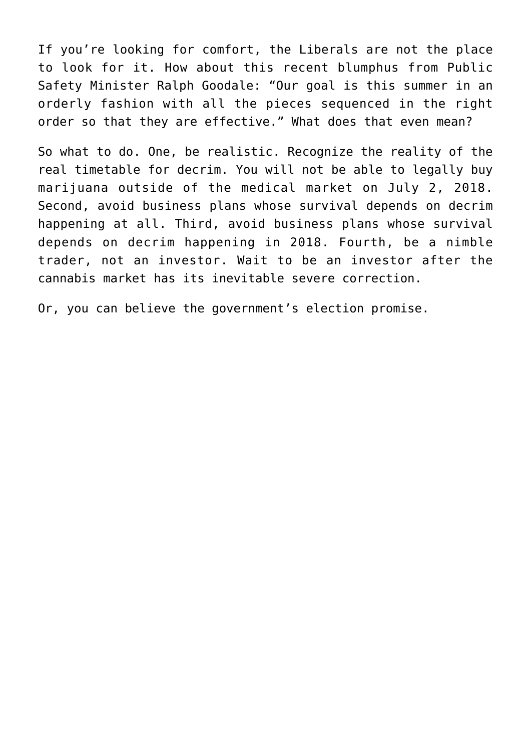If you're looking for comfort, the Liberals are not the place to look for it. How about this recent blumphus from Public Safety Minister Ralph Goodale: "Our goal is this summer in an orderly fashion with all the pieces sequenced in the right order so that they are effective." What does that even mean?

So what to do. One, be realistic. Recognize the reality of the real timetable for decrim. You will not be able to legally buy marijuana outside of the medical market on July 2, 2018. Second, avoid business plans whose survival depends on decrim happening at all. Third, avoid business plans whose survival depends on decrim happening in 2018. Fourth, be a nimble trader, not an investor. Wait to be an investor after the cannabis market has its inevitable severe correction.

Or, you can believe the government's election promise.